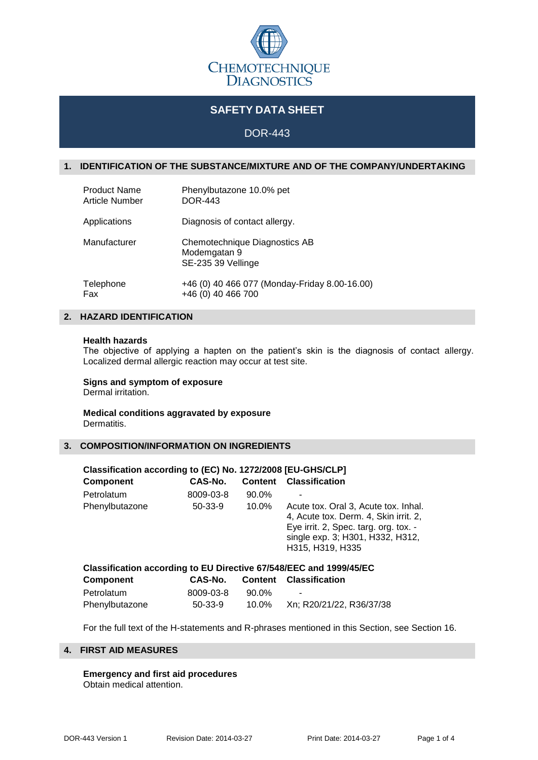# SAFETY DATA SHEET

DOR-443

## 1. IDENTIFICATION OF THE SUBSTANCE/MIXTURE AND OF THE COMPANY/UNDERTAKING

| | |
|---|---|
| Product Name | Phenylbutazone 10.0% pet |
| Article Number | DOR-443 |
| Applications | Diagnosis of contact allergy. |
| Manufacturer | Chemotechnique Diagnostics AB<br>Modemgatan 9<br>SE-235 39 Vellinge |
| Telephone | +46 (0) 40 466 077 (Monday-Friday 8.00-16.00) |
| Fax | +46 (0) 40 466 700 |

## 2. HAZARD IDENTIFICATION

**Health hazards**
The objective of applying a hapten on the patient's skin is the diagnosis of contact allergy. Localized dermal allergic reaction may occur at test site.

**Signs and symptom of exposure**
Dermal irritation.

**Medical conditions aggravated by exposure**
Dermatitis.

## 3. COMPOSITION/INFORMATION ON INGREDIENTS

**Classification according to (EC) No. 1272/2008 [EU-GHS/CLP]**

| Component | CAS-No. | Content | Classification |
|---|---|---|---|
| Petrolatum | 8009-03-8 | 90.0% | - |
| Phenylbutazone | 50-33-9 | 10.0% | Acute tox. Oral 3, Acute tox. Inhal. 4, Acute tox. Derm. 4, Skin irrit. 2, Eye irrit. 2, Spec. targ. org. tox. - single exp. 3; H301, H332, H312, H315, H319, H335 |

**Classification according to EU Directive 67/548/EEC and 1999/45/EC**

| Component | CAS-No. | Content | Classification |
|---|---|---|---|
| Petrolatum | 8009-03-8 | 90.0% | - |
| Phenylbutazone | 50-33-9 | 10.0% | Xn; R20/21/22, R36/37/38 |

For the full text of the H-statements and R-phrases mentioned in this Section, see Section 16.

## 4. FIRST AID MEASURES

**Emergency and first aid procedures**
Obtain medical attention.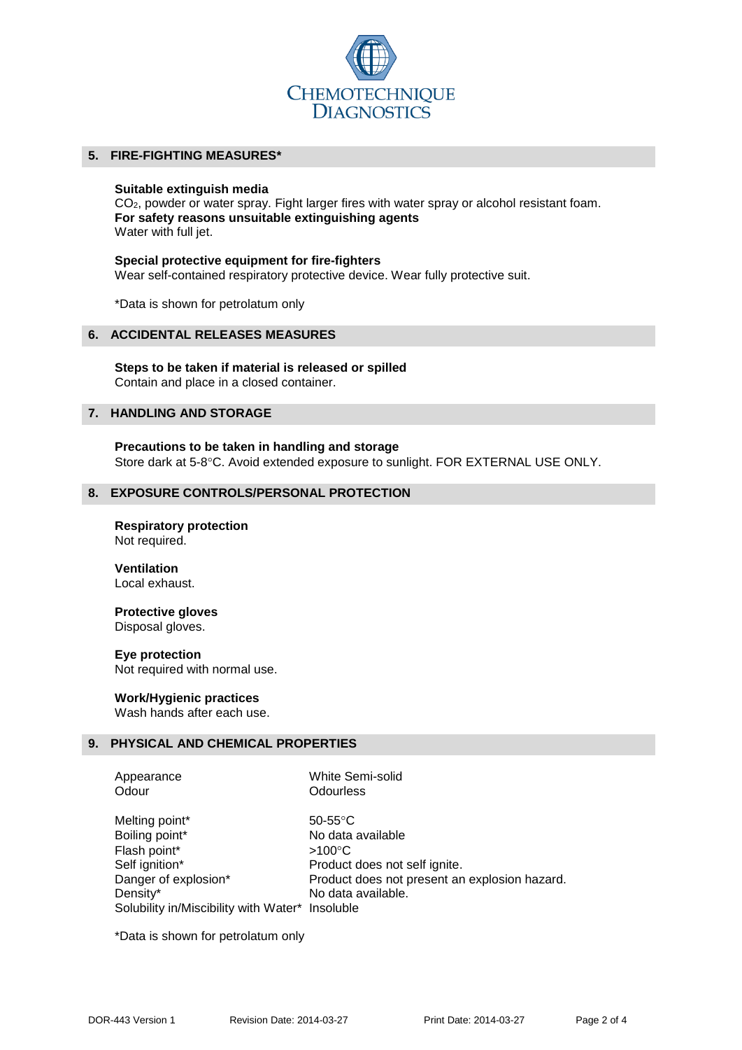## 5. FIRE-FIGHTING MEASURES*

**Suitable extinguish media**
$CO_2$, powder or water spray. Fight larger fires with water spray or alcohol resistant foam.
**For safety reasons unsuitable extinguishing agents**
Water with full jet.

**Special protective equipment for fire-fighters**
Wear self-contained respiratory protective device. Wear fully protective suit.

*Data is shown for petrolatum only

## 6. ACCIDENTAL RELEASES MEASURES

**Steps to be taken if material is released or spilled**
Contain and place in a closed container.

## 7. HANDLING AND STORAGE

**Precautions to be taken in handling and storage**
Store dark at 5-8°C. Avoid extended exposure to sunlight. FOR EXTERNAL USE ONLY.

## 8. EXPOSURE CONTROLS/PERSONAL PROTECTION

**Respiratory protection**
Not required.

**Ventilation**
Local exhaust.

**Protective gloves**
Disposal gloves.

**Eye protection**
Not required with normal use.

**Work/Hygienic practices**
Wash hands after each use.

## 9. PHYSICAL AND CHEMICAL PROPERTIES

| | |
|---|---|
| Appearance | White Semi-solid |
| Odour | Odourless |
| Melting point* | 50-55°C |
| Boiling point* | No data available |
| Flash point* | >100°C |
| Self ignition* | Product does not self ignite. |
| Danger of explosion* | Product does not present an explosion hazard. |
| Density* | No data available. |
| Solubility in/Miscibility with Water* | Insoluble |

*Data is shown for petrolatum only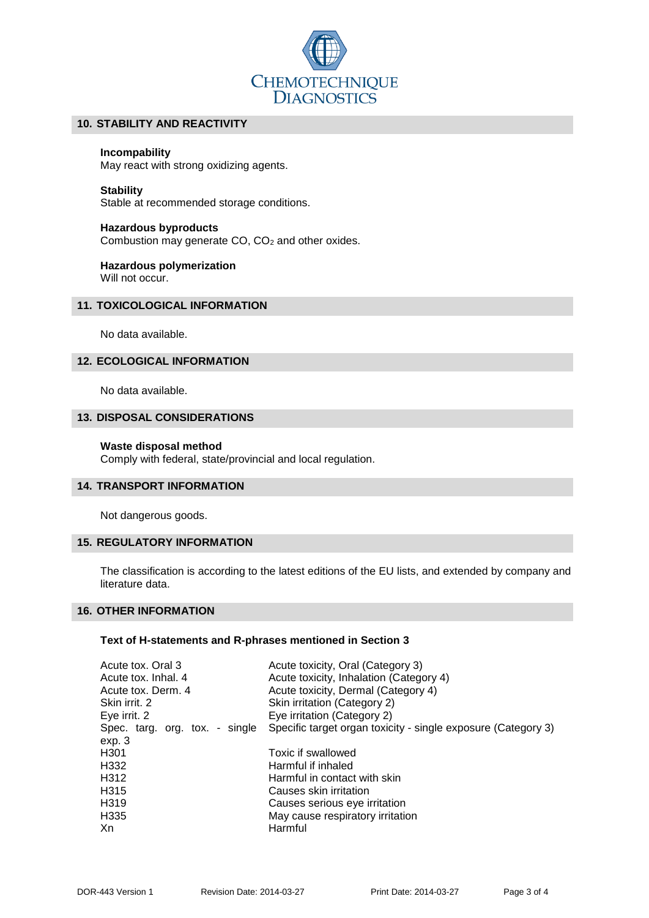## 10. STABILITY AND REACTIVITY

**Incompability**
May react with strong oxidizing agents.

**Stability**
Stable at recommended storage conditions.

**Hazardous byproducts**
Combustion may generate CO, $CO_2$ and other oxides.

**Hazardous polymerization**
Will not occur.

## 11. TOXICOLOGICAL INFORMATION

No data available.

## 12. ECOLOGICAL INFORMATION

No data available.

## 13. DISPOSAL CONSIDERATIONS

**Waste disposal method**
Comply with federal, state/provincial and local regulation.

## 14. TRANSPORT INFORMATION

Not dangerous goods.

## 15. REGULATORY INFORMATION

The classification is according to the latest editions of the EU lists, and extended by company and literature data.

## 16. OTHER INFORMATION

**Text of H-statements and R-phrases mentioned in Section 3**

| | |
|---|---|
| Acute tox. Oral 3 | Acute toxicity, Oral (Category 3) |
| Acute tox. Inhal. 4 | Acute toxicity, Inhalation (Category 4) |
| Acute tox. Derm. 4 | Acute toxicity, Dermal (Category 4) |
| Skin irrit. 2 | Skin irritation (Category 2) |
| Eye irrit. 2 | Eye irritation (Category 2) |
| Spec. targ. org. tox. - single exp. 3 | Specific target organ toxicity - single exposure (Category 3) |
| H301 | Toxic if swallowed |
| H332 | Harmful if inhaled |
| H312 | Harmful in contact with skin |
| H315 | Causes skin irritation |
| H319 | Causes serious eye irritation |
| H335 | May cause respiratory irritation |
| Xn | Harmful |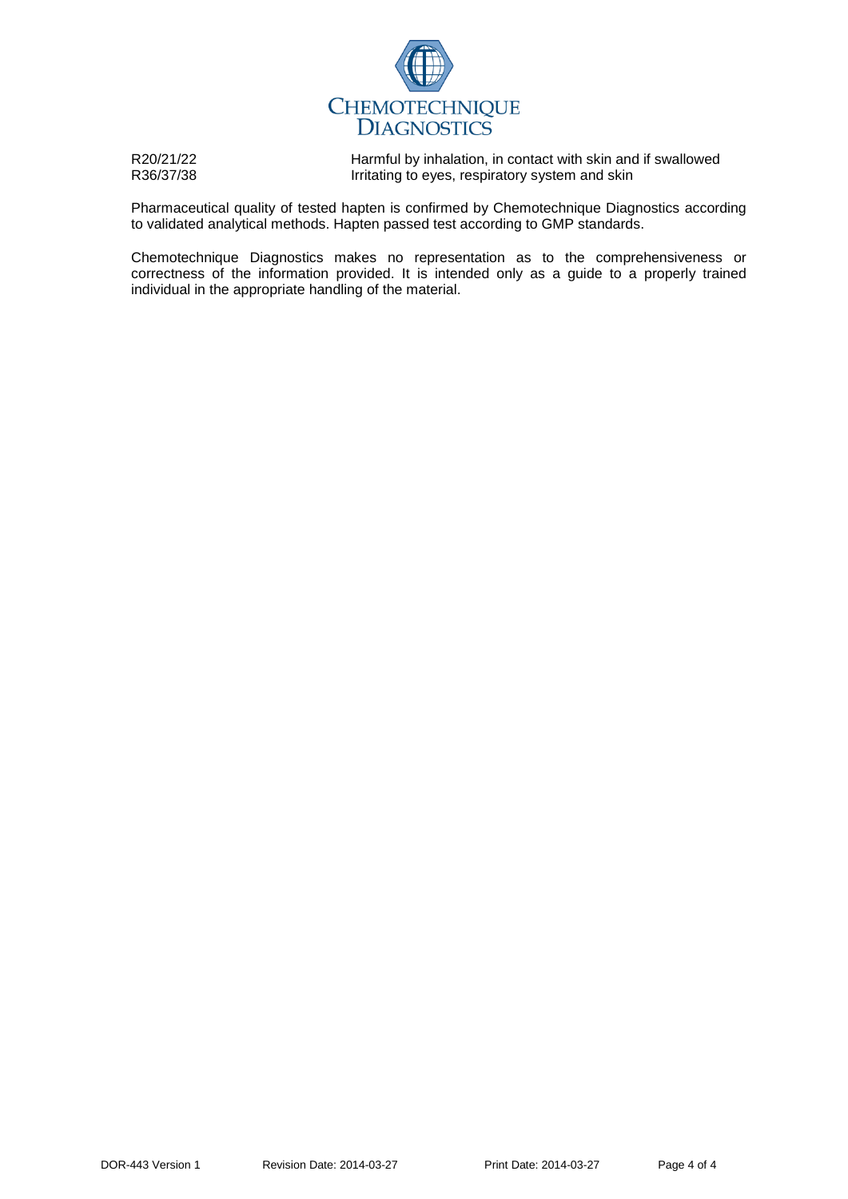| | |
|---|---|
| R20/21/22 | Harmful by inhalation, in contact with skin and if swallowed |
| R36/37/38 | Irritating to eyes, respiratory system and skin |

Pharmaceutical quality of tested hapten is confirmed by Chemotechnique Diagnostics according to validated analytical methods. Hapten passed test according to GMP standards.

Chemotechnique Diagnostics makes no representation as to the comprehensiveness or correctness of the information provided. It is intended only as a guide to a properly trained individual in the appropriate handling of the material.